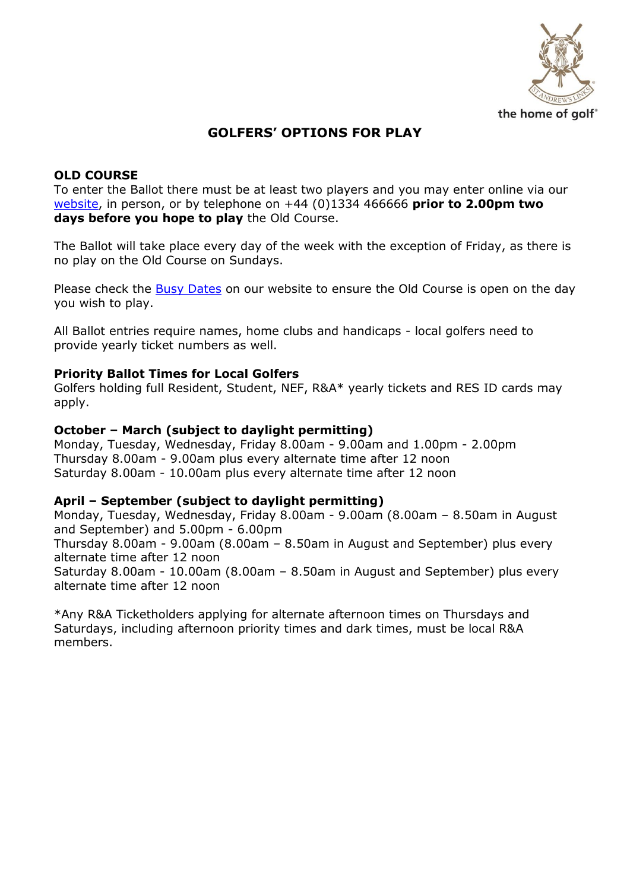# GOLFERS' OPTIONS FOR PLAY

## OLD COURSE

To enter the Ballot there must be at least two players and you may enter online via our website, in person, or by telephone on +44 (0)1334 466666 **prior to 2.00pm two days before you hope to play** the Old Course.

The Ballot will take place every day of the week with the exception of Friday, as there is no play on the Old Course on Sundays.

Please check the Busy Dates on our website to ensure the Old Course is open on the day you wish to play.

All Ballot entries require names, home clubs and handicaps - local golfers need to provide yearly ticket numbers as well.

### Priority Ballot Times for Local Golfers

Golfers holding full Resident, Student, NEF, R&A* yearly tickets and RES ID cards may apply.

### October – March (subject to daylight permitting)

Monday, Tuesday, Wednesday, Friday 8.00am - 9.00am and 1.00pm - 2.00pm
Thursday 8.00am - 9.00am plus every alternate time after 12 noon
Saturday 8.00am - 10.00am plus every alternate time after 12 noon

### April – September (subject to daylight permitting)

Monday, Tuesday, Wednesday, Friday 8.00am - 9.00am (8.00am – 8.50am in August and September) and 5.00pm - 6.00pm
Thursday 8.00am - 9.00am (8.00am – 8.50am in August and September) plus every alternate time after 12 noon
Saturday 8.00am - 10.00am (8.00am – 8.50am in August and September) plus every alternate time after 12 noon

*Any R&A Ticketholders applying for alternate afternoon times on Thursdays and Saturdays, including afternoon priority times and dark times, must be local R&A members.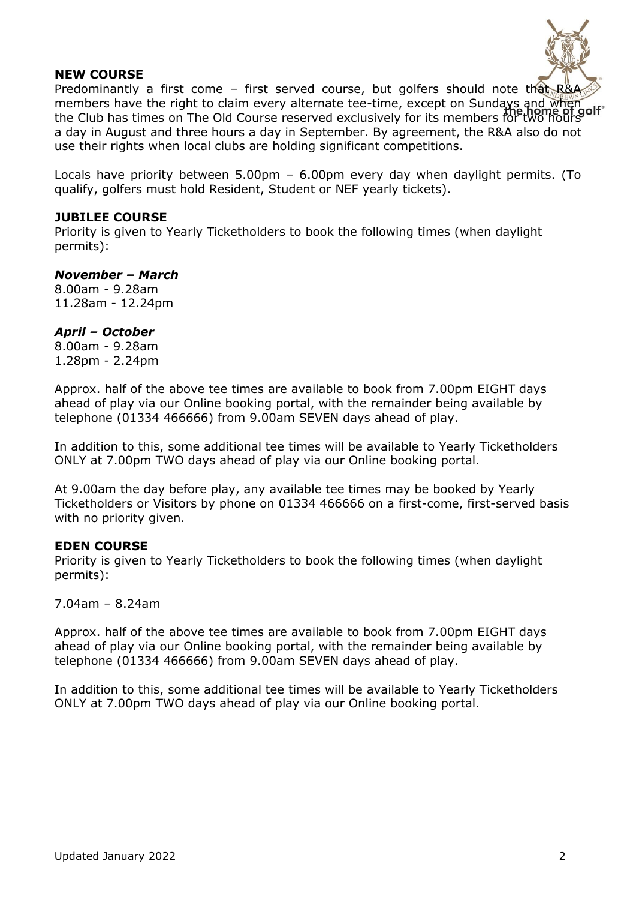**NEW COURSE**

Predominantly a first come – first served course, but golfers should note that R&A members have the right to claim every alternate tee-time, except on Sundays and when the Club has times on The Old Course reserved exclusively for its members for two hours a day in August and three hours a day in September. By agreement, the R&A also do not use their rights when local clubs are holding significant competitions.

Locals have priority between 5.00pm – 6.00pm every day when daylight permits. (To qualify, golfers must hold Resident, Student or NEF yearly tickets).

**JUBILEE COURSE**

Priority is given to Yearly Ticketholders to book the following times (when daylight permits):

***November – March***

8.00am - 9.28am
11.28am - 12.24pm

***April – October***

8.00am - 9.28am
1.28pm - 2.24pm

Approx. half of the above tee times are available to book from 7.00pm EIGHT days ahead of play via our Online booking portal, with the remainder being available by telephone (01334 466666) from 9.00am SEVEN days ahead of play.

In addition to this, some additional tee times will be available to Yearly Ticketholders ONLY at 7.00pm TWO days ahead of play via our Online booking portal.

At 9.00am the day before play, any available tee times may be booked by Yearly Ticketholders or Visitors by phone on 01334 466666 on a first-come, first-served basis with no priority given.

**EDEN COURSE**

Priority is given to Yearly Ticketholders to book the following times (when daylight permits):

7.04am – 8.24am

Approx. half of the above tee times are available to book from 7.00pm EIGHT days ahead of play via our Online booking portal, with the remainder being available by telephone (01334 466666) from 9.00am SEVEN days ahead of play.

In addition to this, some additional tee times will be available to Yearly Ticketholders ONLY at 7.00pm TWO days ahead of play via our Online booking portal.

Updated January 2022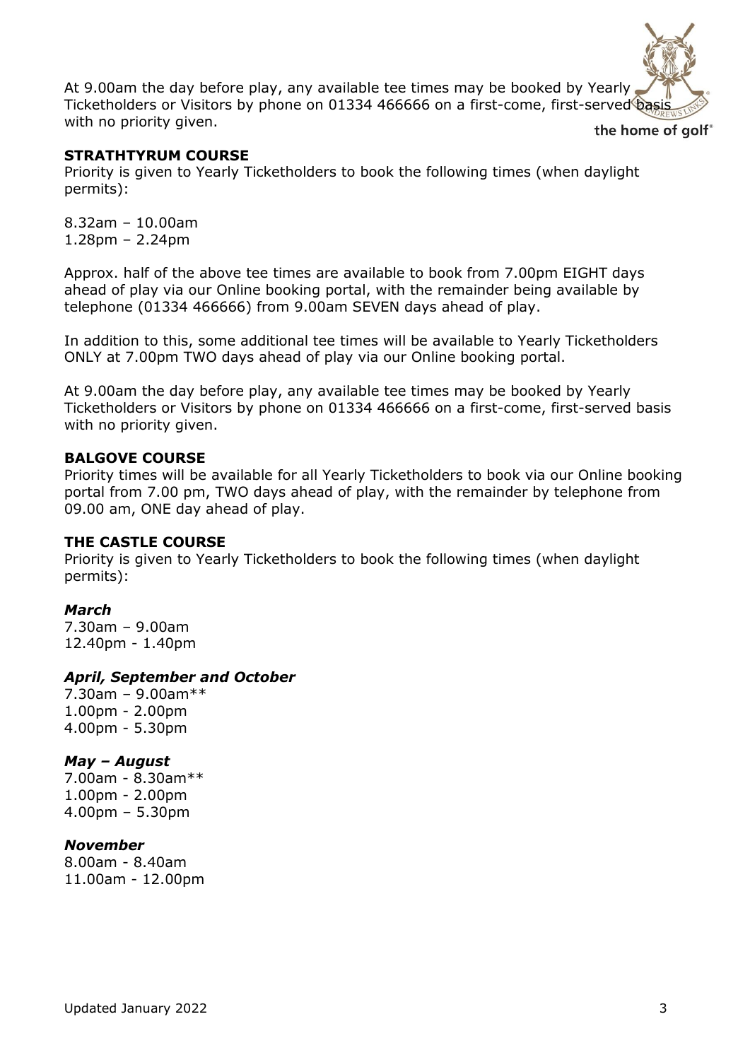At 9.00am the day before play, any available tee times may be booked by Yearly Ticketholders or Visitors by phone on 01334 466666 on a first-come, first-served basis with no priority given.

**STRATHTYRUM COURSE**

Priority is given to Yearly Ticketholders to book the following times (when daylight permits):

8.32am – 10.00am
1.28pm – 2.24pm

Approx. half of the above tee times are available to book from 7.00pm EIGHT days ahead of play via our Online booking portal, with the remainder being available by telephone (01334 466666) from 9.00am SEVEN days ahead of play.

In addition to this, some additional tee times will be available to Yearly Ticketholders ONLY at 7.00pm TWO days ahead of play via our Online booking portal.

At 9.00am the day before play, any available tee times may be booked by Yearly Ticketholders or Visitors by phone on 01334 466666 on a first-come, first-served basis with no priority given.

**BALGOVE COURSE**

Priority times will be available for all Yearly Ticketholders to book via our Online booking portal from 7.00 pm, TWO days ahead of play, with the remainder by telephone from 09.00 am, ONE day ahead of play.

**THE CASTLE COURSE**

Priority is given to Yearly Ticketholders to book the following times (when daylight permits):

***March***

7.30am – 9.00am
12.40pm - 1.40pm

***April, September and October***

7.30am – 9.00am**
1.00pm - 2.00pm
4.00pm - 5.30pm

***May – August***

7.00am - 8.30am**
1.00pm - 2.00pm
4.00pm – 5.30pm

***November***

8.00am - 8.40am
11.00am - 12.00pm

Updated January 2022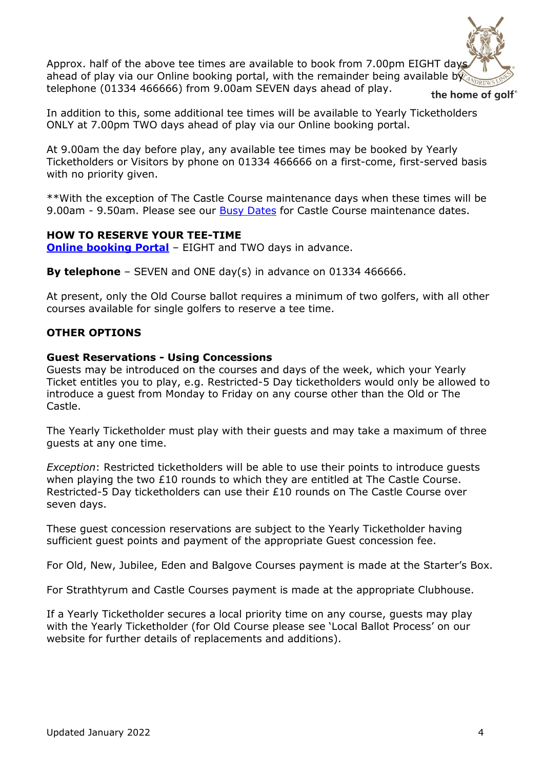Approx. half of the above tee times are available to book from 7.00pm EIGHT days ahead of play via our Online booking portal, with the remainder being available by telephone (01334 466666) from 9.00am SEVEN days ahead of play.

In addition to this, some additional tee times will be available to Yearly Ticketholders ONLY at 7.00pm TWO days ahead of play via our Online booking portal.

At 9.00am the day before play, any available tee times may be booked by Yearly Ticketholders or Visitors by phone on 01334 466666 on a first-come, first-served basis with no priority given.

**With the exception of The Castle Course maintenance days when these times will be 9.00am - 9.50am. Please see our Busy Dates for Castle Course maintenance dates.

**HOW TO RESERVE YOUR TEE-TIME**

**Online booking Portal** – EIGHT and TWO days in advance.

**By telephone** – SEVEN and ONE day(s) in advance on 01334 466666.

At present, only the Old Course ballot requires a minimum of two golfers, with all other courses available for single golfers to reserve a tee time.

**OTHER OPTIONS**

**Guest Reservations - Using Concessions**

Guests may be introduced on the courses and days of the week, which your Yearly Ticket entitles you to play, e.g. Restricted-5 Day ticketholders would only be allowed to introduce a guest from Monday to Friday on any course other than the Old or The Castle.

The Yearly Ticketholder must play with their guests and may take a maximum of three guests at any one time.

*Exception*: Restricted ticketholders will be able to use their points to introduce guests when playing the two £10 rounds to which they are entitled at The Castle Course. Restricted-5 Day ticketholders can use their £10 rounds on The Castle Course over seven days.

These guest concession reservations are subject to the Yearly Ticketholder having sufficient guest points and payment of the appropriate Guest concession fee.

For Old, New, Jubilee, Eden and Balgove Courses payment is made at the Starter's Box.

For Strathtyrum and Castle Courses payment is made at the appropriate Clubhouse.

If a Yearly Ticketholder secures a local priority time on any course, guests may play with the Yearly Ticketholder (for Old Course please see 'Local Ballot Process' on our website for further details of replacements and additions).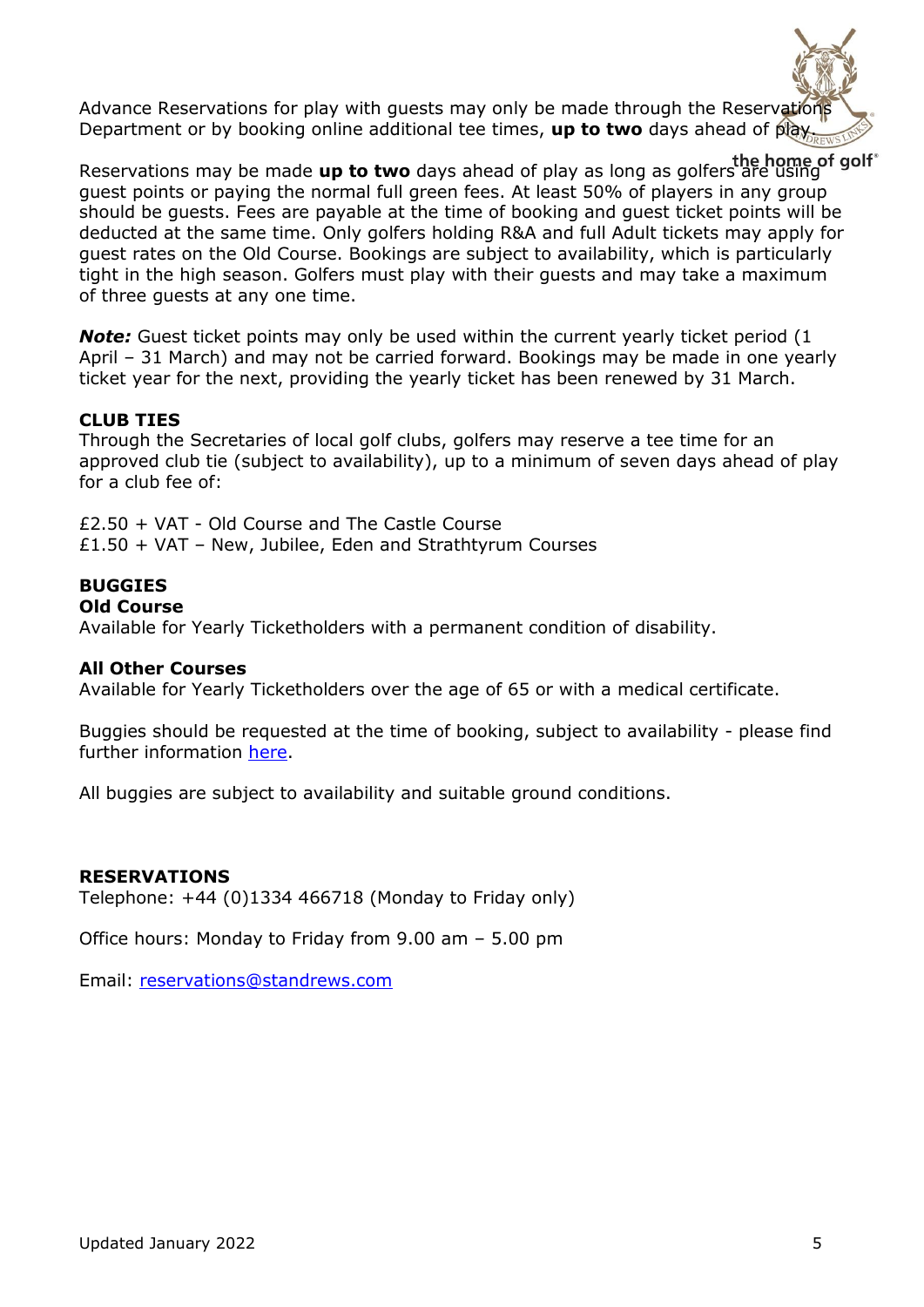Advance Reservations for play with guests may only be made through the Reservations Department or by booking online additional tee times, **up to two** days ahead of play.

Reservations may be made **up to two** days ahead of play as long as golfers are using guest points or paying the normal full green fees. At least 50% of players in any group should be guests. Fees are payable at the time of booking and guest ticket points will be deducted at the same time. Only golfers holding R&A and full Adult tickets may apply for guest rates on the Old Course. Bookings are subject to availability, which is particularly tight in the high season. Golfers must play with their guests and may take a maximum of three guests at any one time.

***Note:*** Guest ticket points may only be used within the current yearly ticket period (1 April – 31 March) and may not be carried forward. Bookings may be made in one yearly ticket year for the next, providing the yearly ticket has been renewed by 31 March.

**CLUB TIES**

Through the Secretaries of local golf clubs, golfers may reserve a tee time for an approved club tie (subject to availability), up to a minimum of seven days ahead of play for a club fee of:

£2.50 + VAT - Old Course and The Castle Course
£1.50 + VAT – New, Jubilee, Eden and Strathtyrum Courses

**BUGGIES**

**Old Course**

Available for Yearly Ticketholders with a permanent condition of disability.

**All Other Courses**

Available for Yearly Ticketholders over the age of 65 or with a medical certificate.

Buggies should be requested at the time of booking, subject to availability - please find further information here.

All buggies are subject to availability and suitable ground conditions.

**RESERVATIONS**

Telephone: +44 (0)1334 466718 (Monday to Friday only)

Office hours: Monday to Friday from 9.00 am – 5.00 pm

Email: reservations@standrews.com

Updated January 2022